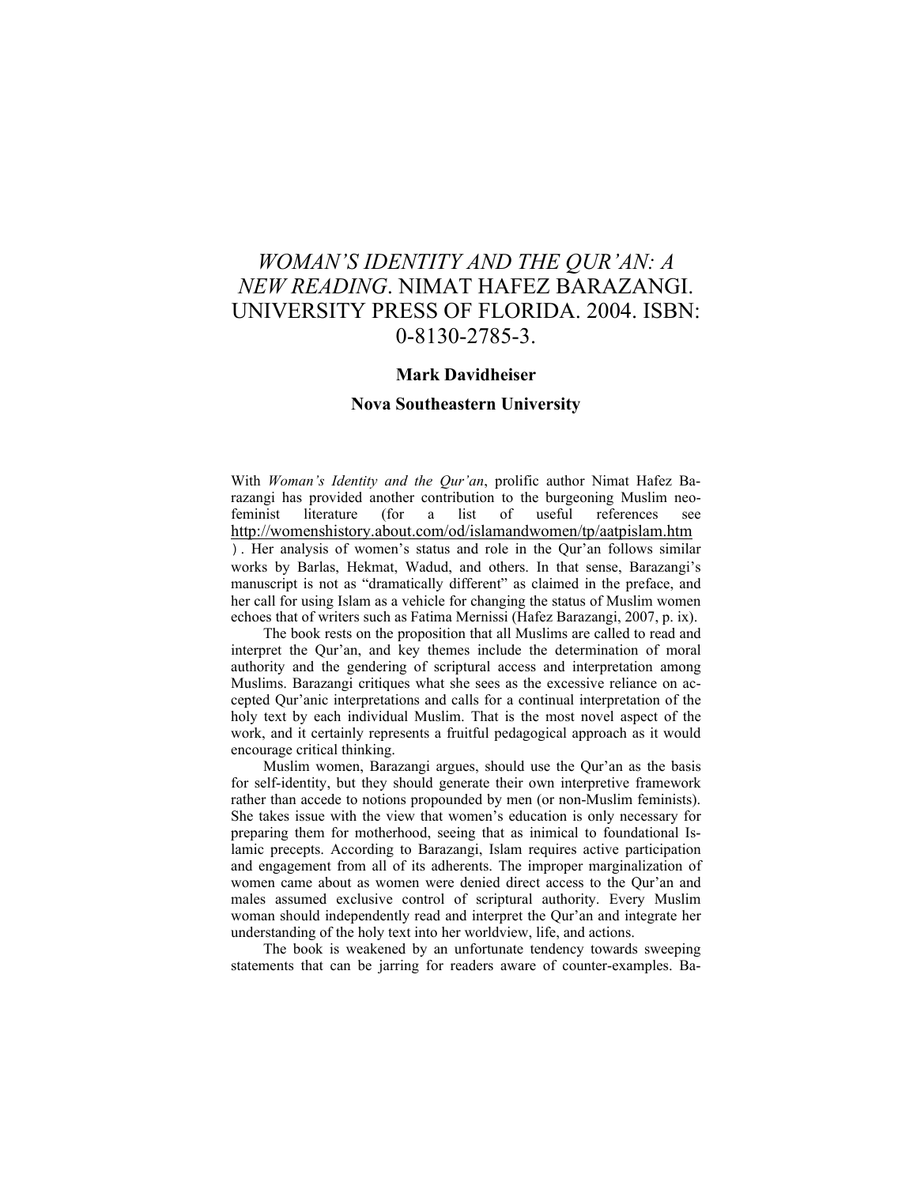# *WOMAN'S IDENTITY AND THE QUR'AN: A NEW READING*. NIMAT HAFEZ BARAZANGI. UNIVERSITY PRESS OF FLORIDA. 2004. ISBN: 0-8130-2785-3.

**Mark Davidheiser**

**Nova Southeastern University**

With *Woman's Identity and the Qur'an*, prolific author Nimat Hafez Barazangi has provided another contribution to the burgeoning Muslim neo-feminist literature (for a list of useful references see http://womenshistory.about.com/od/islamandwomen/tp/aatpislam.htm ). Her analysis of women's status and role in the Qur'an follows similar works by Barlas, Hekmat, Wadud, and others. In that sense, Barazangi's manuscript is not as "dramatically different" as claimed in the preface, and her call for using Islam as a vehicle for changing the status of Muslim women echoes that of writers such as Fatima Mernissi (Hafez Barazangi, 2007, p. ix).

The book rests on the proposition that all Muslims are called to read and interpret the Qur'an, and key themes include the determination of moral authority and the gendering of scriptural access and interpretation among Muslims. Barazangi critiques what she sees as the excessive reliance on accepted Qur'anic interpretations and calls for a continual interpretation of the holy text by each individual Muslim. That is the most novel aspect of the work, and it certainly represents a fruitful pedagogical approach as it would encourage critical thinking.

Muslim women, Barazangi argues, should use the Qur'an as the basis for self-identity, but they should generate their own interpretive framework rather than accede to notions propounded by men (or non-Muslim feminists). She takes issue with the view that women's education is only necessary for preparing them for motherhood, seeing that as inimical to foundational Islamic precepts. According to Barazangi, Islam requires active participation and engagement from all of its adherents. The improper marginalization of women came about as women were denied direct access to the Qur'an and males assumed exclusive control of scriptural authority. Every Muslim woman should independently read and interpret the Qur'an and integrate her understanding of the holy text into her worldview, life, and actions.

The book is weakened by an unfortunate tendency towards sweeping statements that can be jarring for readers aware of counter-examples. Ba-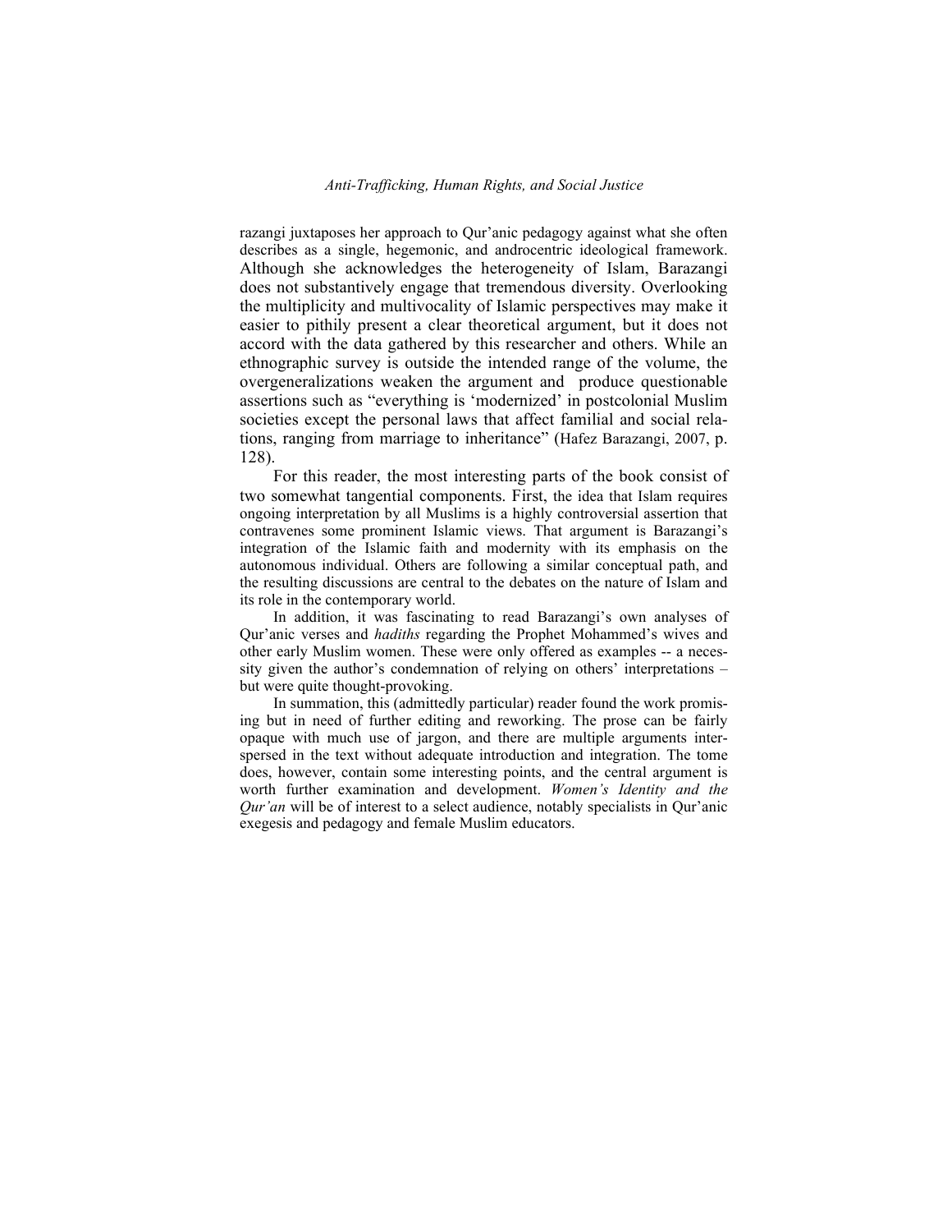razangi juxtaposes her approach to Qur'anic pedagogy against what she often describes as a single, hegemonic, and androcentric ideological framework. Although she acknowledges the heterogeneity of Islam, Barazangi does not substantively engage that tremendous diversity. Overlooking the multiplicity and multivocality of Islamic perspectives may make it easier to pithily present a clear theoretical argument, but it does not accord with the data gathered by this researcher and others. While an ethnographic survey is outside the intended range of the volume, the overgeneralizations weaken the argument and produce questionable assertions such as "everything is 'modernized' in postcolonial Muslim societies except the personal laws that affect familial and social relations, ranging from marriage to inheritance" (Hafez Barazangi, 2007, p. 128).

For this reader, the most interesting parts of the book consist of two somewhat tangential components. First, the idea that Islam requires ongoing interpretation by all Muslims is a highly controversial assertion that contravenes some prominent Islamic views. That argument is Barazangi's integration of the Islamic faith and modernity with its emphasis on the autonomous individual. Others are following a similar conceptual path, and the resulting discussions are central to the debates on the nature of Islam and its role in the contemporary world.

In addition, it was fascinating to read Barazangi's own analyses of Qur'anic verses and *hadiths* regarding the Prophet Mohammed's wives and other early Muslim women. These were only offered as examples -- a necessity given the author's condemnation of relying on others' interpretations – but were quite thought-provoking.

In summation, this (admittedly particular) reader found the work promising but in need of further editing and reworking. The prose can be fairly opaque with much use of jargon, and there are multiple arguments interspersed in the text without adequate introduction and integration. The tome does, however, contain some interesting points, and the central argument is worth further examination and development. *Women's Identity and the Qur'an* will be of interest to a select audience, notably specialists in Qur'anic exegesis and pedagogy and female Muslim educators.